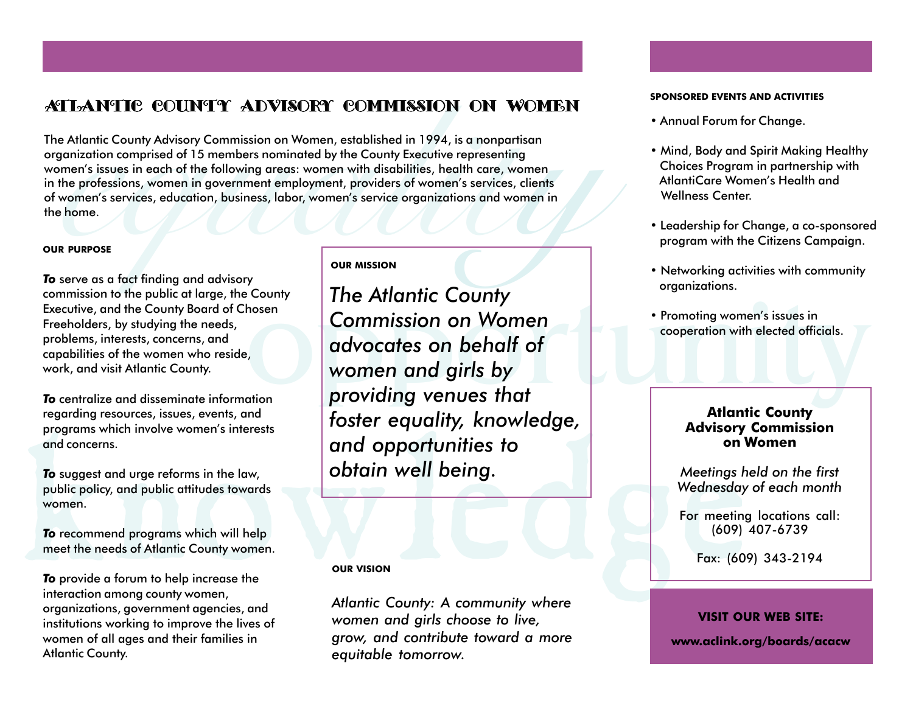# ATLANTIC COUNTY ADVISORY COMMISSION ON WOMEN

The Atlantic County Advisory Commission on Women, established in 1994, is a nonpartisan organization comprised of 15 members nominated by the County Executive representing women's issues in each of the following areas: women with disabilities, health care, women in the professions, women in government employment, providers of women's services, clients of women's services, education, business, labor, women's service organizations and women in the home.

#### OUR PURPOSE

***To*** serve as a fact finding and advisory commission to the public at large, the County Executive, and the County Board of Chosen Freeholders, by studying the needs, problems, interests, concerns, and capabilities of the women who reside, work, and visit Atlantic County.

***To*** centralize and disseminate information regarding resources, issues, events, and programs which involve women's interests and concerns.

***To*** suggest and urge reforms in the law, public policy, and public attitudes towards women.

***To*** recommend programs which will help meet the needs of Atlantic County women.

***To*** provide a forum to help increase the interaction among county women, organizations, government agencies, and institutions working to improve the lives of women of all ages and their families in Atlantic County.

#### OUR MISSION

*The Atlantic County Commission on Women advocates on behalf of women and girls by providing venues that foster equality, knowledge, and opportunities to obtain well being.*

#### OUR VISION

*Atlantic County: A community where women and girls choose to live, grow, and contribute toward a more equitable tomorrow.*

#### SPONSORED EVENTS AND ACTIVITIES

- Annual Forum for Change.
- Mind, Body and Spirit Making Healthy Choices Program in partnership with AtlantiCare Women's Health and Wellness Center.
- Leadership for Change, a co-sponsored program with the Citizens Campaign.
- Networking activities with community organizations.
- Promoting women's issues in cooperation with elected officials.

**Atlantic County Advisory Commission on Women**

*Meetings held on the first Wednesday of each month*

For meeting locations call: (609) 407-6739

Fax: (609) 343-2194

**VISIT OUR WEB SITE:**

**www.aclink.org/boards/acacw**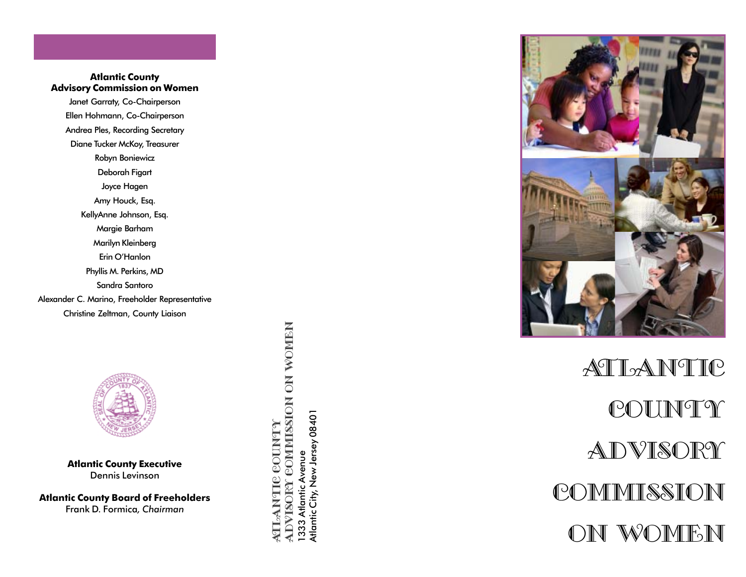**Atlantic County**
**Advisory Commission on Women**

Janet Garraty, Co-Chairperson

Ellen Hohmann, Co-Chairperson

Andrea Ples, Recording Secretary

Diane Tucker McKoy, Treasurer

Robyn Boniewicz

Deborah Figart

Joyce Hagen

Amy Houck, Esq.

KellyAnne Johnson, Esq.

Margie Barham

Marilyn Kleinberg

Erin O'Hanlon

Phyllis M. Perkins, MD

Sandra Santoro

Alexander C. Marino, Freeholder Representative

Christine Zeltman, County Liaison

**Atlantic County Executive**
Dennis Levinson

**Atlantic County Board of Freeholders**
Frank D. Formica, *Chairman*

ATLANTIC COUNTY
ADVISORY COMMISSION ON WOMEN
1333 Atlantic Avenue
Atlantic City, New Jersey 08401

# ATLANTIC COUNTY ADVISORY COMMISSION ON WOMEN